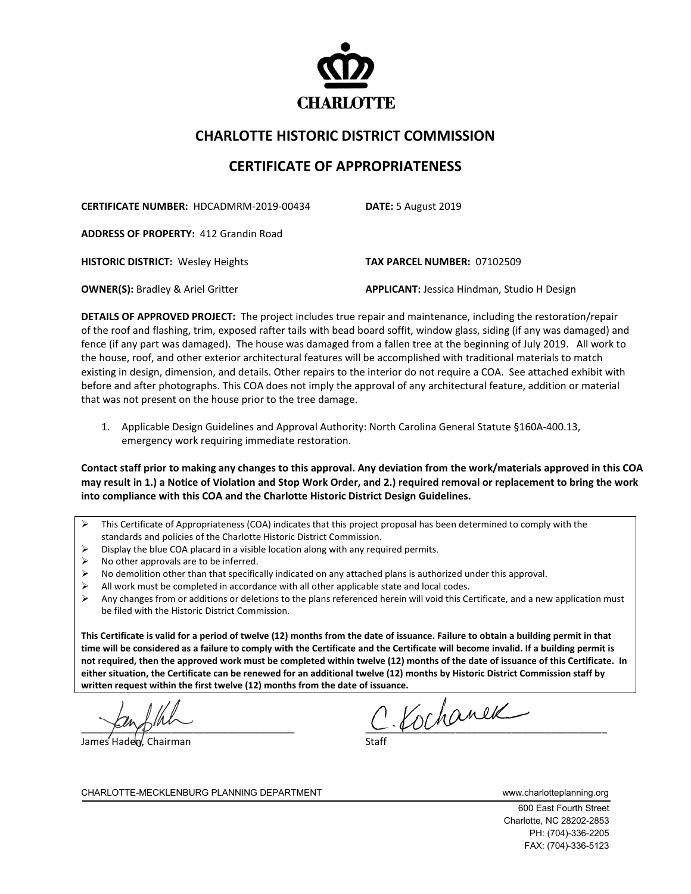CHARLOTTE

## CHARLOTTE HISTORIC DISTRICT COMMISSION

## CERTIFICATE OF APPROPRIATENESS

**CERTIFICATE NUMBER:** HDCADMRM-2019-00434 **DATE:** 5 August 2019

**ADDRESS OF PROPERTY:** 412 Grandin Road

**HISTORIC DISTRICT:** Wesley Heights **TAX PARCEL NUMBER:** 07102509

**OWNER(S):** Bradley & Ariel Gritter **APPLICANT:** Jessica Hindman, Studio H Design

**DETAILS OF APPROVED PROJECT:** The project includes true repair and maintenance, including the restoration/repair of the roof and flashing, trim, exposed rafter tails with bead board soffit, window glass, siding (if any was damaged) and fence (if any part was damaged). The house was damaged from a fallen tree at the beginning of July 2019. All work to the house, roof, and other exterior architectural features will be accomplished with traditional materials to match existing in design, dimension, and details. Other repairs to the interior do not require a COA. See attached exhibit with before and after photographs. This COA does not imply the approval of any architectural feature, addition or material that was not present on the house prior to the tree damage.

1. Applicable Design Guidelines and Approval Authority: North Carolina General Statute §160A-400.13, emergency work requiring immediate restoration.

**Contact staff prior to making any changes to this approval. Any deviation from the work/materials approved in this COA may result in 1.) a Notice of Violation and Stop Work Order, and 2.) required removal or replacement to bring the work into compliance with this COA and the Charlotte Historic District Design Guidelines.**

- This Certificate of Appropriateness (COA) indicates that this project proposal has been determined to comply with the standards and policies of the Charlotte Historic District Commission.
- Display the blue COA placard in a visible location along with any required permits.
- No other approvals are to be inferred.
- No demolition other than that specifically indicated on any attached plans is authorized under this approval.
- All work must be completed in accordance with all other applicable state and local codes.
- Any changes from or additions or deletions to the plans referenced herein will void this Certificate, and a new application must be filed with the Historic District Commission.

**This Certificate is valid for a period of twelve (12) months from the date of issuance. Failure to obtain a building permit in that time will be considered as a failure to comply with the Certificate and the Certificate will become invalid. If a building permit is not required, then the approved work must be completed within twelve (12) months of the date of issuance of this Certificate. In either situation, the Certificate can be renewed for an additional twelve (12) months by Historic District Commission staff by written request within the first twelve (12) months from the date of issuance.**

James Haden, Chairman

C. Kochanek
Staff

CHARLOTTE-MECKLENBURG PLANNING DEPARTMENT www.charlotteplanning.org

600 East Fourth Street
Charlotte, NC 28202-2853
PH: (704)-336-2205
FAX: (704)-336-5123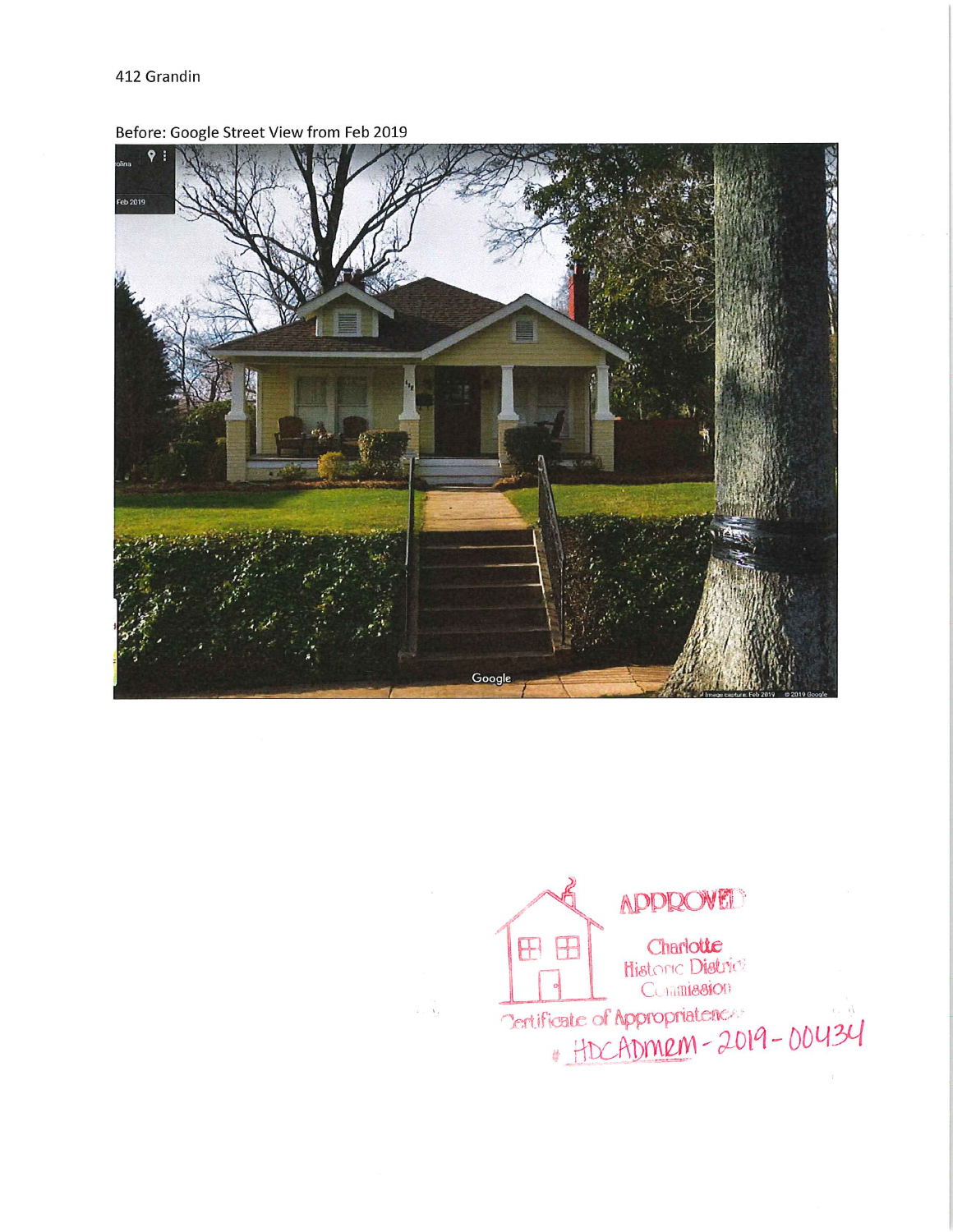412 Grandin

Before: Google Street View from Feb 2019

APPROVED

Charlotte Historic District Commission

Certificate of Appropriateness

# HDCADMRM-2019-00434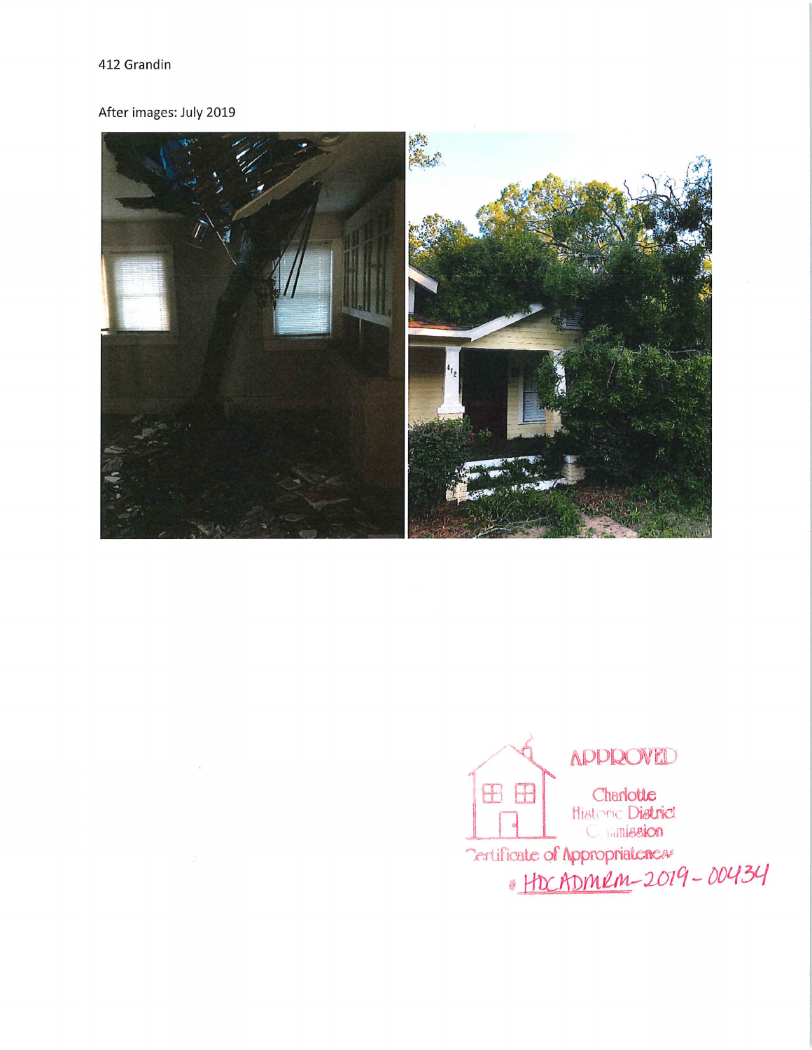412 Grandin

After images: July 2019

APPROVED

Charlotte Historic District Commission

Certificate of Appropriateness

# HDCADMRM-2019-00434